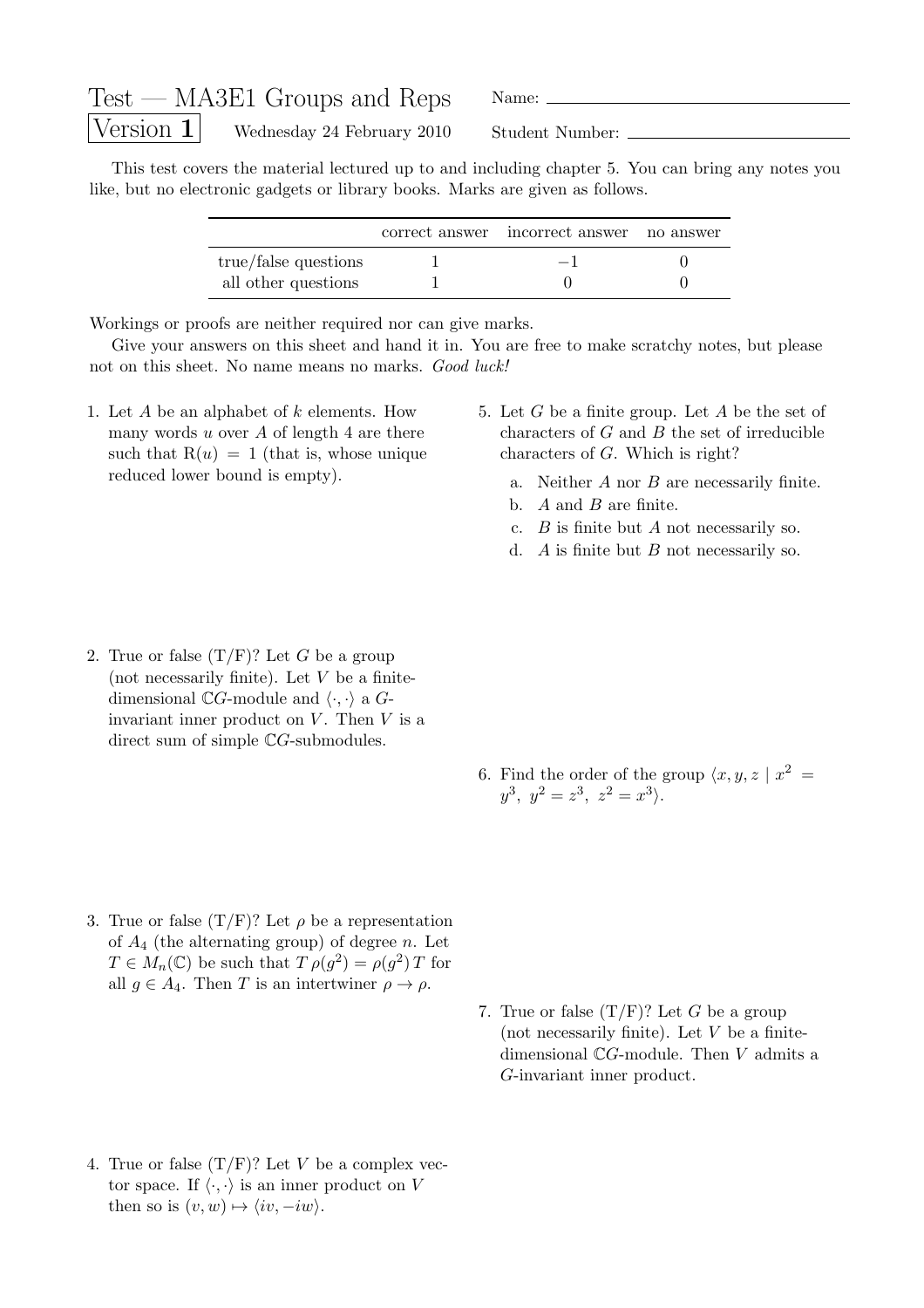# Test — MA3E1 Groups and Reps

**Version 1** Wednesday 24 February 2010

Name: ____________________

Student Number: ____________________

This test covers the material lectured up to and including chapter 5. You can bring any notes you like, but no electronic gadgets or library books. Marks are given as follows.

| | correct answer | incorrect answer | no answer |
|---|---|---|---|
| true/false questions | 1 | $-1$ | 0 |
| all other questions | 1 | 0 | 0 |

Workings or proofs are neither required nor can give marks.

Give your answers on this sheet and hand it in. You are free to make scratchy notes, but please not on this sheet. No name means no marks. *Good luck!*

1. Let $A$ be an alphabet of $k$ elements. How many words $u$ over $A$ of length 4 are there such that $\mathrm{R}(u) = 1$ (that is, whose unique reduced lower bound is empty).

2. True or false (T/F)? Let $G$ be a group (not necessarily finite). Let $V$ be a finite-dimensional $\mathbb{C}G$-module and $\langle\cdot,\cdot\rangle$ a $G$-invariant inner product on $V$. Then $V$ is a direct sum of simple $\mathbb{C}G$-submodules.

3. True or false (T/F)? Let $\rho$ be a representation of $A_4$ (the alternating group) of degree $n$. Let $T \in M_n(\mathbb{C})$ be such that $T\,\rho(g^2) = \rho(g^2)\,T$ for all $g \in A_4$. Then $T$ is an intertwiner $\rho \to \rho$.

4. True or false (T/F)? Let $V$ be a complex vector space. If $\langle\cdot,\cdot\rangle$ is an inner product on $V$ then so is $(v, w) \mapsto \langle iv, -iw\rangle$.

5. Let $G$ be a finite group. Let $A$ be the set of characters of $G$ and $B$ the set of irreducible characters of $G$. Which is right?
   a. Neither $A$ nor $B$ are necessarily finite.
   b. $A$ and $B$ are finite.
   c. $B$ is finite but $A$ not necessarily so.
   d. $A$ is finite but $B$ not necessarily so.

6. Find the order of the group $\langle x, y, z \mid x^2 = y^3,\ y^2 = z^3,\ z^2 = x^3\rangle$.

7. True or false (T/F)? Let $G$ be a group (not necessarily finite). Let $V$ be a finite-dimensional $\mathbb{C}G$-module. Then $V$ admits a $G$-invariant inner product.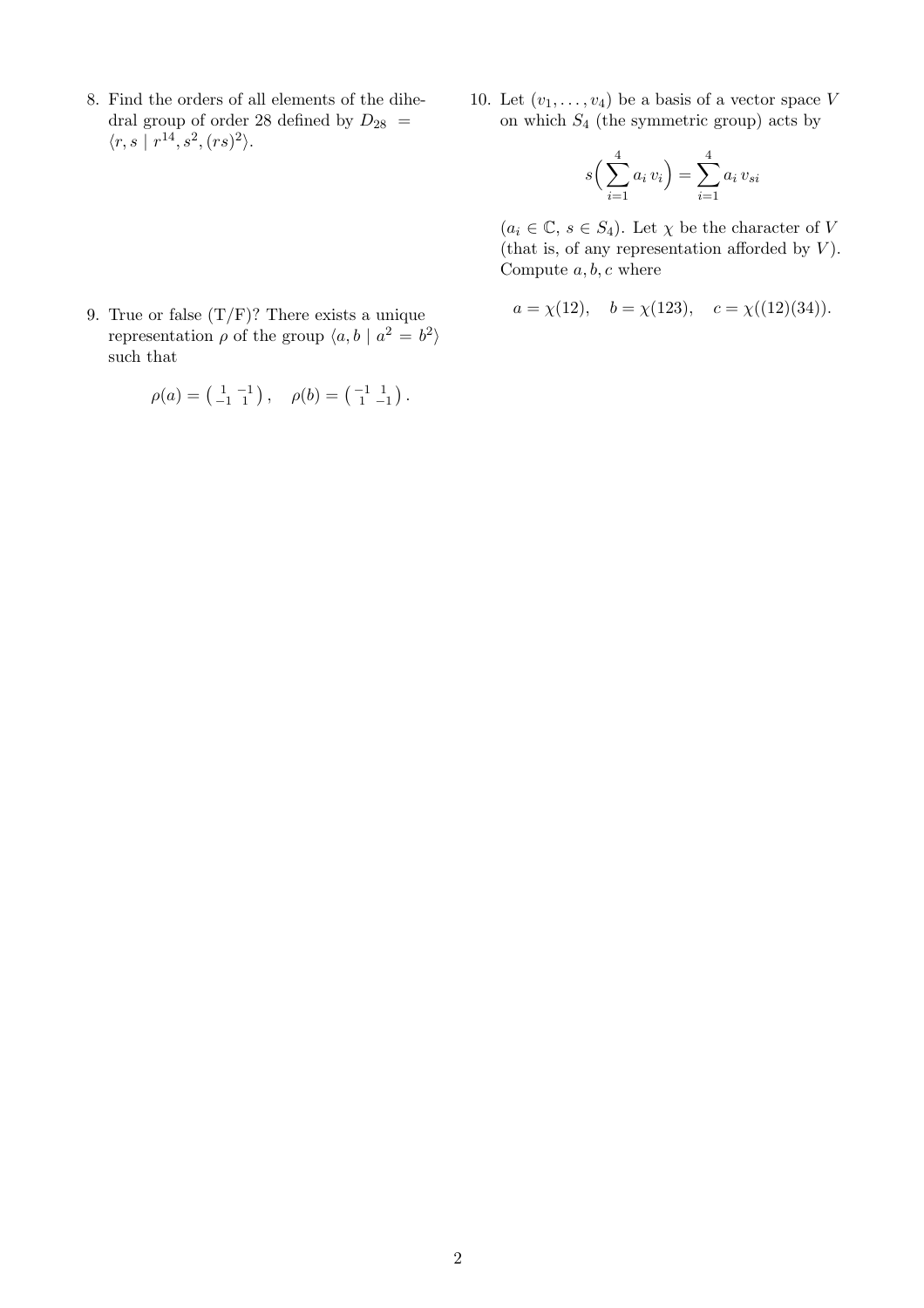8. Find the orders of all elements of the dihedral group of order 28 defined by $D_{28} = \langle r, s \mid r^{14}, s^2, (rs)^2 \rangle$.

9. True or false (T/F)? There exists a unique representation $\rho$ of the group $\langle a, b \mid a^2 = b^2 \rangle$ such that

$$\rho(a) = \begin{pmatrix} 1 & -1 \\ -1 & 1 \end{pmatrix}, \quad \rho(b) = \begin{pmatrix} -1 & 1 \\ 1 & -1 \end{pmatrix}.$$

10. Let $(v_1, \ldots, v_4)$ be a basis of a vector space $V$ on which $S_4$ (the symmetric group) acts by

$$s\Big(\sum_{i=1}^{4} a_i \, v_i\Big) = \sum_{i=1}^{4} a_i \, v_{si}$$

($a_i \in \mathbb{C}$, $s \in S_4$). Let $\chi$ be the character of $V$ (that is, of any representation afforded by $V$). Compute $a, b, c$ where

$$a = \chi(12), \quad b = \chi(123), \quad c = \chi((12)(34)).$$